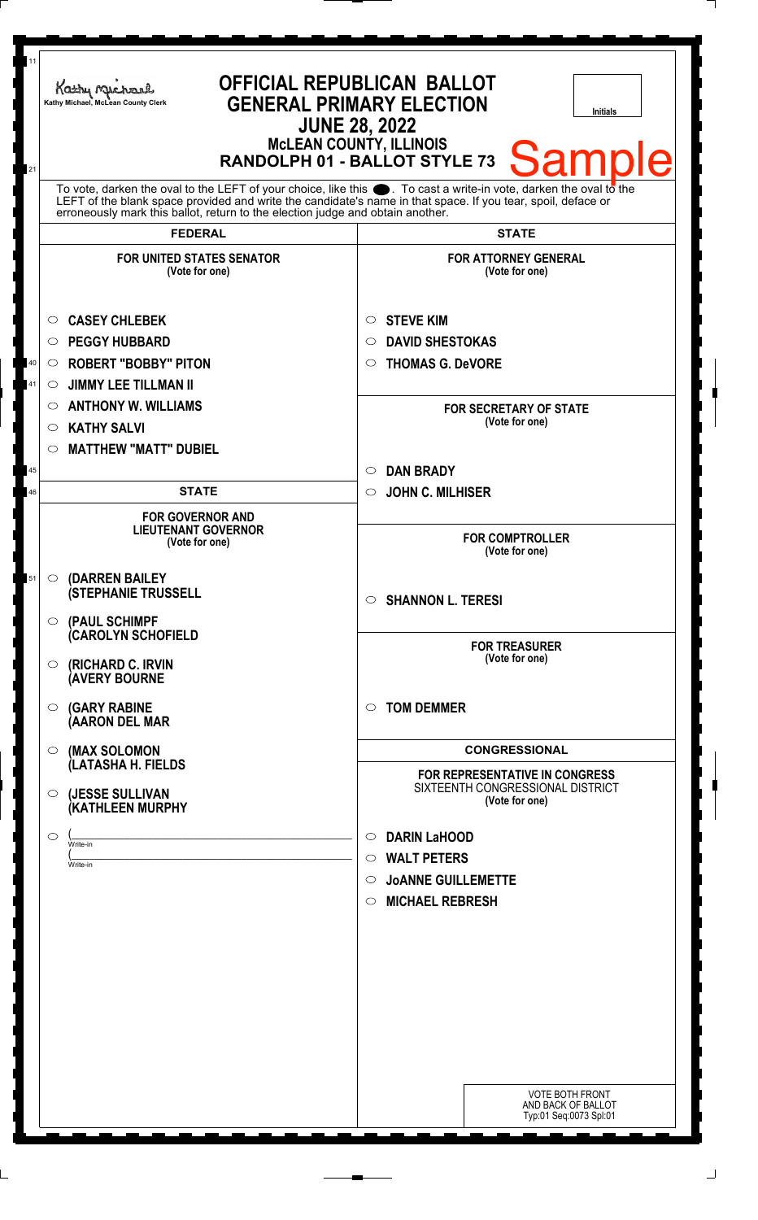Kathy Michael, McLean County Clerk

# OFFICIAL REPUBLICAN BALLOT
## GENERAL PRIMARY ELECTION
## JUNE 28, 2022
### McLEAN COUNTY, ILLINOIS
### RANDOLPH 01 - BALLOT STYLE 73

Sample

Initials

To vote, darken the oval to the LEFT of your choice, like this ●. To cast a write-in vote, darken the oval to the LEFT of the blank space provided and write the candidate's name in that space. If you tear, spoil, deface or erroneously mark this ballot, return to the election judge and obtain another.

## FEDERAL

**FOR UNITED STATES SENATOR**
(Vote for one)

- ○ CASEY CHLEBEK
- ○ PEGGY HUBBARD
- ○ ROBERT "BOBBY" PITON
- ○ JIMMY LEE TILLMAN II
- ○ ANTHONY W. WILLIAMS
- ○ KATHY SALVI
- ○ MATTHEW "MATT" DUBIEL

## STATE

**FOR GOVERNOR AND LIEUTENANT GOVERNOR**
(Vote for one)

- ○ (DARREN BAILEY (STEPHANIE TRUSSELL
- ○ (PAUL SCHIMPF (CAROLYN SCHOFIELD
- ○ (RICHARD C. IRVIN (AVERY BOURNE
- ○ (GARY RABINE (AARON DEL MAR
- ○ (MAX SOLOMON (LATASHA H. FIELDS
- ○ (JESSE SULLIVAN (KATHLEEN MURPHY
- ○ (______ Write-in (______ Write-in

## STATE

**FOR ATTORNEY GENERAL**
(Vote for one)

- ○ STEVE KIM
- ○ DAVID SHESTOKAS
- ○ THOMAS G. DeVORE

**FOR SECRETARY OF STATE**
(Vote for one)

- ○ DAN BRADY
- ○ JOHN C. MILHISER

**FOR COMPTROLLER**
(Vote for one)

- ○ SHANNON L. TERESI

**FOR TREASURER**
(Vote for one)

- ○ TOM DEMMER

## CONGRESSIONAL

**FOR REPRESENTATIVE IN CONGRESS**
SIXTEENTH CONGRESSIONAL DISTRICT
(Vote for one)

- ○ DARIN LaHOOD
- ○ WALT PETERS
- ○ JoANNE GUILLEMETTE
- ○ MICHAEL REBRESH

VOTE BOTH FRONT AND BACK OF BALLOT
Typ:01 Seq:0073 Spl:01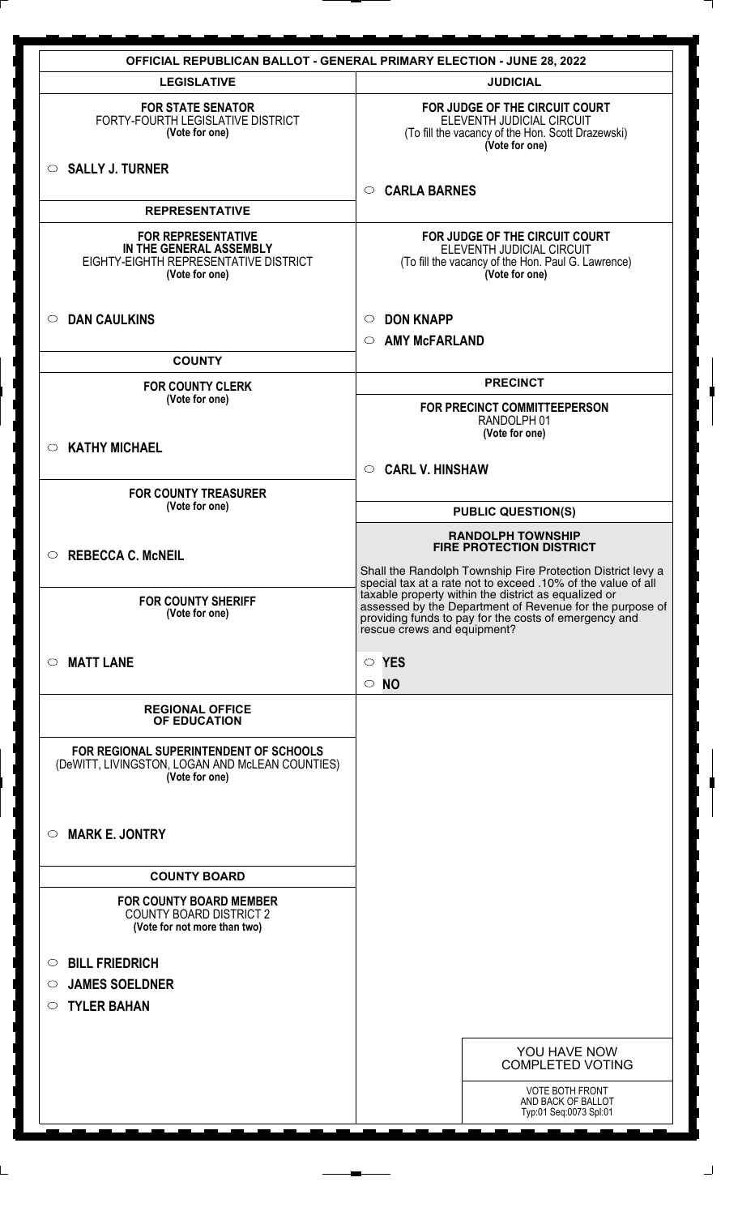# OFFICIAL REPUBLICAN BALLOT - GENERAL PRIMARY ELECTION - JUNE 28, 2022

## LEGISLATIVE

**FOR STATE SENATOR**
FORTY-FOURTH LEGISLATIVE DISTRICT
**(Vote for one)**

○ **SALLY J. TURNER**

## REPRESENTATIVE

**FOR REPRESENTATIVE IN THE GENERAL ASSEMBLY**
EIGHTY-EIGHTH REPRESENTATIVE DISTRICT
**(Vote for one)**

○ **DAN CAULKINS**

## COUNTY

**FOR COUNTY CLERK**
**(Vote for one)**

○ **KATHY MICHAEL**

**FOR COUNTY TREASURER**
**(Vote for one)**

○ **REBECCA C. McNEIL**

**FOR COUNTY SHERIFF**
**(Vote for one)**

○ **MATT LANE**

## REGIONAL OFFICE OF EDUCATION

**FOR REGIONAL SUPERINTENDENT OF SCHOOLS**
(DeWITT, LIVINGSTON, LOGAN AND McLEAN COUNTIES)
**(Vote for one)**

○ **MARK E. JONTRY**

## COUNTY BOARD

**FOR COUNTY BOARD MEMBER**
COUNTY BOARD DISTRICT 2
**(Vote for not more than two)**

○ **BILL FRIEDRICH**
○ **JAMES SOELDNER**
○ **TYLER BAHAN**

## JUDICIAL

**FOR JUDGE OF THE CIRCUIT COURT**
ELEVENTH JUDICIAL CIRCUIT
(To fill the vacancy of the Hon. Scott Drazewski)
**(Vote for one)**

○ **CARLA BARNES**

**FOR JUDGE OF THE CIRCUIT COURT**
ELEVENTH JUDICIAL CIRCUIT
(To fill the vacancy of the Hon. Paul G. Lawrence)
**(Vote for one)**

○ **DON KNAPP**
○ **AMY McFARLAND**

## PRECINCT

**FOR PRECINCT COMMITTEEPERSON**
RANDOLPH 01
**(Vote for one)**

○ **CARL V. HINSHAW**

## PUBLIC QUESTION(S)

**RANDOLPH TOWNSHIP FIRE PROTECTION DISTRICT**

Shall the Randolph Township Fire Protection District levy a special tax at a rate not to exceed .10% of the value of all taxable property within the district as equalized or assessed by the Department of Revenue for the purpose of providing funds to pay for the costs of emergency and rescue crews and equipment?

○ **YES**
○ **NO**

YOU HAVE NOW COMPLETED VOTING

VOTE BOTH FRONT AND BACK OF BALLOT
Typ:01 Seq:0073 Spl:01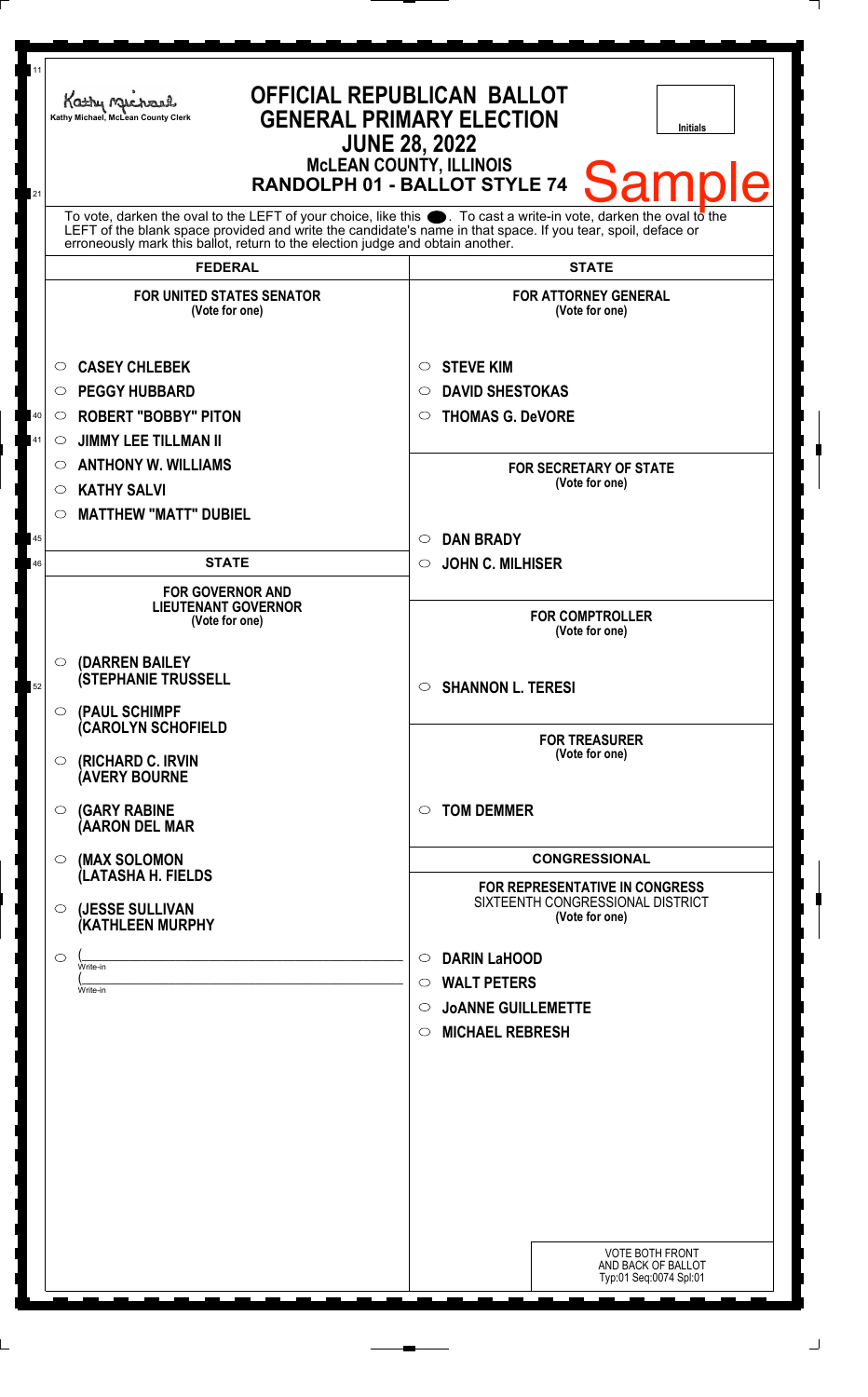Kathy Michael, McLean County Clerk

# OFFICIAL REPUBLICAN BALLOT
## GENERAL PRIMARY ELECTION
## JUNE 28, 2022
### McLEAN COUNTY, ILLINOIS
### RANDOLPH 01 - BALLOT STYLE 74

Sample

Initials

To vote, darken the oval to the LEFT of your choice, like this ●. To cast a write-in vote, darken the oval to the LEFT of the blank space provided and write the candidate's name in that space. If you tear, spoil, deface or erroneously mark this ballot, return to the election judge and obtain another.

## FEDERAL

**FOR UNITED STATES SENATOR**
(Vote for one)

- ○ CASEY CHLEBEK
- ○ PEGGY HUBBARD
- ○ ROBERT "BOBBY" PITON
- ○ JIMMY LEE TILLMAN II
- ○ ANTHONY W. WILLIAMS
- ○ KATHY SALVI
- ○ MATTHEW "MATT" DUBIEL

## STATE

**FOR GOVERNOR AND LIEUTENANT GOVERNOR**
(Vote for one)

- ○ (DARREN BAILEY (STEPHANIE TRUSSELL
- ○ (PAUL SCHIMPF (CAROLYN SCHOFIELD
- ○ (RICHARD C. IRVIN (AVERY BOURNE
- ○ (GARY RABINE (AARON DEL MAR
- ○ (MAX SOLOMON (LATASHA H. FIELDS
- ○ (JESSE SULLIVAN (KATHLEEN MURPHY
- ○ (\_\_\_\_\_\_\_\_\_\_ Write-in (\_\_\_\_\_\_\_\_\_\_ Write-in

## STATE

**FOR ATTORNEY GENERAL**
(Vote for one)

- ○ STEVE KIM
- ○ DAVID SHESTOKAS
- ○ THOMAS G. DeVORE

**FOR SECRETARY OF STATE**
(Vote for one)

- ○ DAN BRADY
- ○ JOHN C. MILHISER

**FOR COMPTROLLER**
(Vote for one)

- ○ SHANNON L. TERESI

**FOR TREASURER**
(Vote for one)

- ○ TOM DEMMER

## CONGRESSIONAL

**FOR REPRESENTATIVE IN CONGRESS**
SIXTEENTH CONGRESSIONAL DISTRICT
(Vote for one)

- ○ DARIN LaHOOD
- ○ WALT PETERS
- ○ JoANNE GUILLEMETTE
- ○ MICHAEL REBRESH

VOTE BOTH FRONT AND BACK OF BALLOT
Typ:01 Seq:0074 Spl:01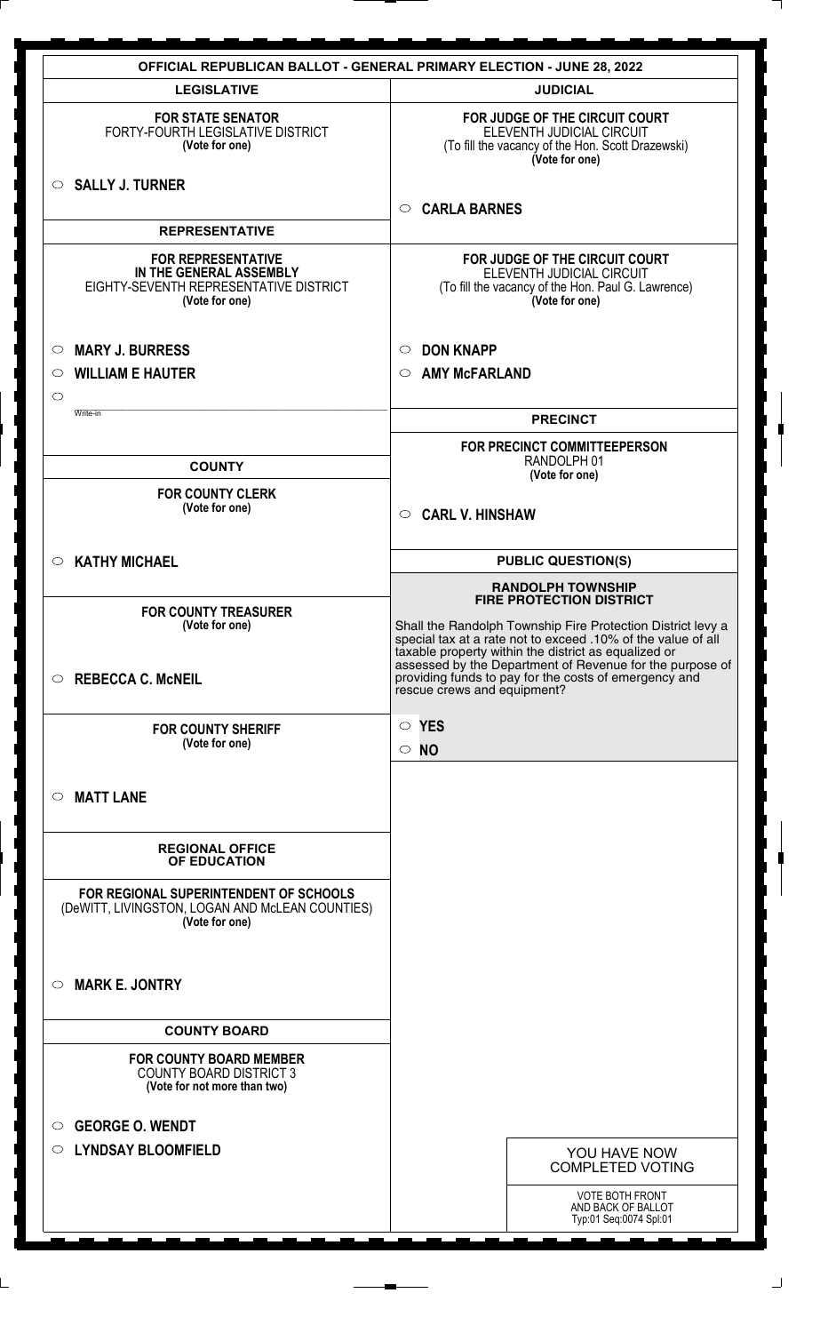# OFFICIAL REPUBLICAN BALLOT - GENERAL PRIMARY ELECTION - JUNE 28, 2022

## LEGISLATIVE

**FOR STATE SENATOR**
FORTY-FOURTH LEGISLATIVE DISTRICT
**(Vote for one)**

○ **SALLY J. TURNER**

## REPRESENTATIVE

**FOR REPRESENTATIVE IN THE GENERAL ASSEMBLY**
EIGHTY-SEVENTH REPRESENTATIVE DISTRICT
**(Vote for one)**

○ **MARY J. BURRESS**
○ **WILLIAM E HAUTER**
○ Write-in

## COUNTY

**FOR COUNTY CLERK**
**(Vote for one)**

○ **KATHY MICHAEL**

**FOR COUNTY TREASURER**
**(Vote for one)**

○ **REBECCA C. McNEIL**

**FOR COUNTY SHERIFF**
**(Vote for one)**

○ **MATT LANE**

## REGIONAL OFFICE OF EDUCATION

**FOR REGIONAL SUPERINTENDENT OF SCHOOLS**
(DeWITT, LIVINGSTON, LOGAN AND McLEAN COUNTIES)
**(Vote for one)**

○ **MARK E. JONTRY**

## COUNTY BOARD

**FOR COUNTY BOARD MEMBER**
COUNTY BOARD DISTRICT 3
**(Vote for not more than two)**

○ **GEORGE O. WENDT**
○ **LYNDSAY BLOOMFIELD**

## JUDICIAL

**FOR JUDGE OF THE CIRCUIT COURT**
ELEVENTH JUDICIAL CIRCUIT
(To fill the vacancy of the Hon. Scott Drazewski)
**(Vote for one)**

○ **CARLA BARNES**

**FOR JUDGE OF THE CIRCUIT COURT**
ELEVENTH JUDICIAL CIRCUIT
(To fill the vacancy of the Hon. Paul G. Lawrence)
**(Vote for one)**

○ **DON KNAPP**
○ **AMY McFARLAND**

## PRECINCT

**FOR PRECINCT COMMITTEEPERSON**
RANDOLPH 01
**(Vote for one)**

○ **CARL V. HINSHAW**

## PUBLIC QUESTION(S)

**RANDOLPH TOWNSHIP FIRE PROTECTION DISTRICT**

Shall the Randolph Township Fire Protection District levy a special tax at a rate not to exceed .10% of the value of all taxable property within the district as equalized or assessed by the Department of Revenue for the purpose of providing funds to pay for the costs of emergency and rescue crews and equipment?

○ **YES**
○ **NO**

YOU HAVE NOW COMPLETED VOTING

VOTE BOTH FRONT AND BACK OF BALLOT
Typ:01 Seq:0074 Spl:01